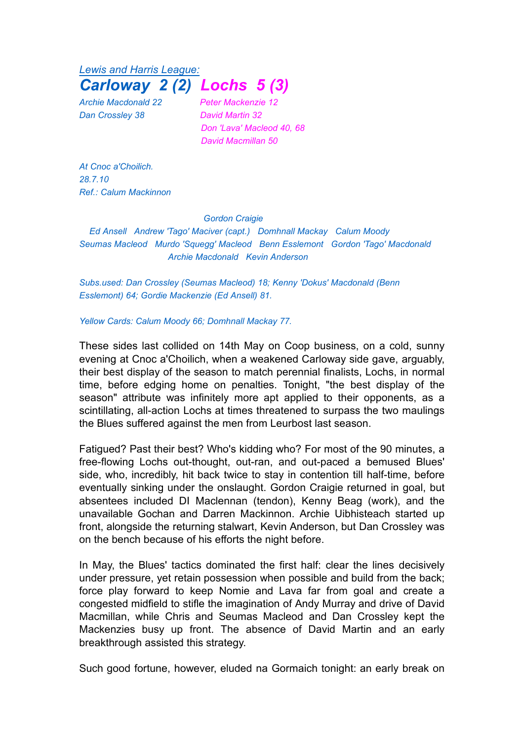*Lewis and Harris League:*

# *Carloway 2 (2) Lochs 5 (3)*

| Carloway | Lochs |
|---|---|
| *Archie Macdonald 22* | *Peter Mackenzie 12* |
| *Dan Crossley 38* | *David Martin 32* |
| | *Don 'Lava' Macleod 40, 68* |
| | *David Macmillan 50* |

*At Cnoc a'Choilich.*
*28.7.10*
*Ref.: Calum Mackinnon*

*Gordon Craigie*

*Ed Ansell Andrew 'Tago' Maciver (capt.) Domhnall Mackay Calum Moody*

*Seumas Macleod Murdo 'Squegg' Macleod Benn Esslemont Gordon 'Tago' Macdonald*

*Archie Macdonald Kevin Anderson*

*Subs.used: Dan Crossley (Seumas Macleod) 18; Kenny 'Dokus' Macdonald (Benn Esslemont) 64; Gordie Mackenzie (Ed Ansell) 81.*

*Yellow Cards: Calum Moody 66; Domhnall Mackay 77.*

These sides last collided on 14th May on Coop business, on a cold, sunny evening at Cnoc a'Choilich, when a weakened Carloway side gave, arguably, their best display of the season to match perennial finalists, Lochs, in normal time, before edging home on penalties. Tonight, "the best display of the season" attribute was infinitely more apt applied to their opponents, as a scintillating, all-action Lochs at times threatened to surpass the two maulings the Blues suffered against the men from Leurbost last season.

Fatigued? Past their best? Who's kidding who? For most of the 90 minutes, a free-flowing Lochs out-thought, out-ran, and out-paced a bemused Blues' side, who, incredibly, hit back twice to stay in contention till half-time, before eventually sinking under the onslaught. Gordon Craigie returned in goal, but absentees included DI Maclennan (tendon), Kenny Beag (work), and the unavailable Gochan and Darren Mackinnon. Archie Uibhisteach started up front, alongside the returning stalwart, Kevin Anderson, but Dan Crossley was on the bench because of his efforts the night before.

In May, the Blues' tactics dominated the first half: clear the lines decisively under pressure, yet retain possession when possible and build from the back; force play forward to keep Nomie and Lava far from goal and create a congested midfield to stifle the imagination of Andy Murray and drive of David Macmillan, while Chris and Seumas Macleod and Dan Crossley kept the Mackenzies busy up front. The absence of David Martin and an early breakthrough assisted this strategy.

Such good fortune, however, eluded na Gormaich tonight: an early break on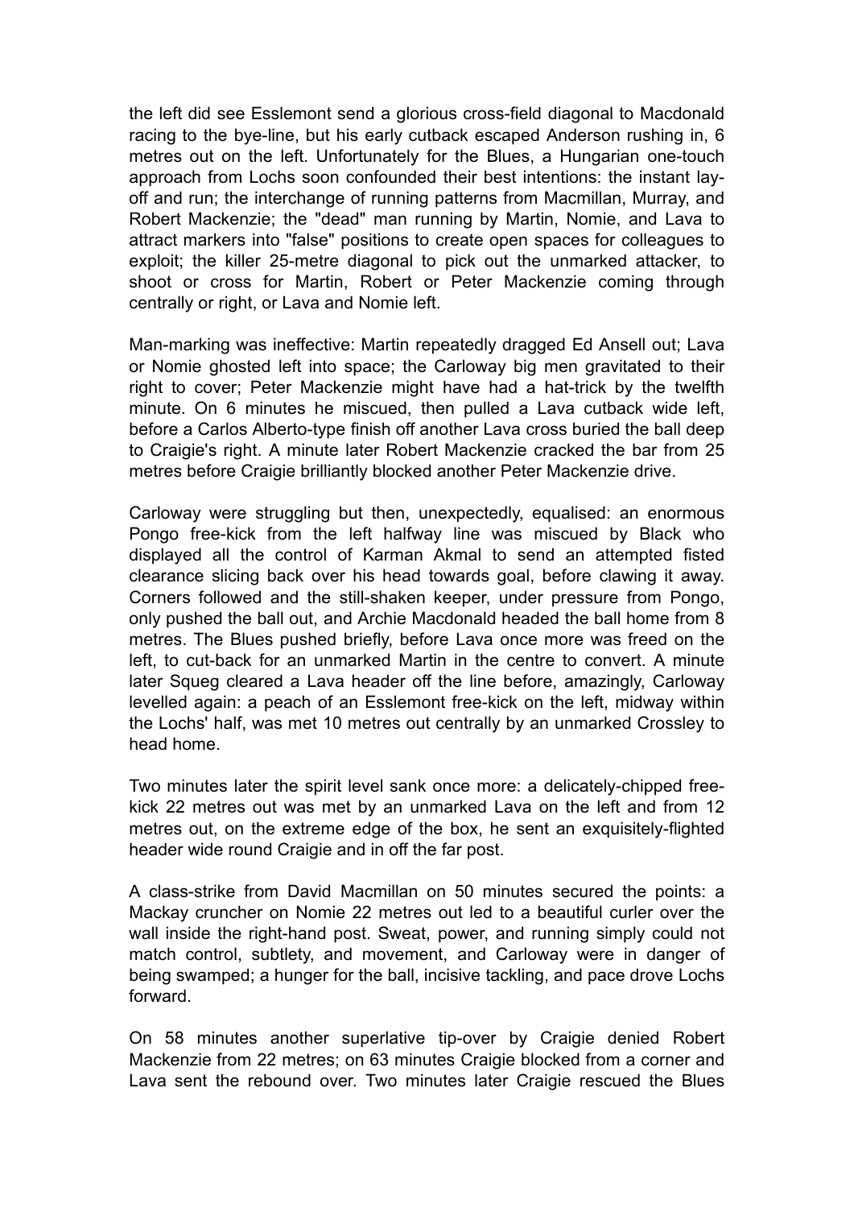the left did see Esslemont send a glorious cross-field diagonal to Macdonald racing to the bye-line, but his early cutback escaped Anderson rushing in, 6 metres out on the left. Unfortunately for the Blues, a Hungarian one-touch approach from Lochs soon confounded their best intentions: the instant lay-off and run; the interchange of running patterns from Macmillan, Murray, and Robert Mackenzie; the "dead" man running by Martin, Nomie, and Lava to attract markers into "false" positions to create open spaces for colleagues to exploit; the killer 25-metre diagonal to pick out the unmarked attacker, to shoot or cross for Martin, Robert or Peter Mackenzie coming through centrally or right, or Lava and Nomie left.

Man-marking was ineffective: Martin repeatedly dragged Ed Ansell out; Lava or Nomie ghosted left into space; the Carloway big men gravitated to their right to cover; Peter Mackenzie might have had a hat-trick by the twelfth minute. On 6 minutes he miscued, then pulled a Lava cutback wide left, before a Carlos Alberto-type finish off another Lava cross buried the ball deep to Craigie's right. A minute later Robert Mackenzie cracked the bar from 25 metres before Craigie brilliantly blocked another Peter Mackenzie drive.

Carloway were struggling but then, unexpectedly, equalised: an enormous Pongo free-kick from the left halfway line was miscued by Black who displayed all the control of Karman Akmal to send an attempted fisted clearance slicing back over his head towards goal, before clawing it away. Corners followed and the still-shaken keeper, under pressure from Pongo, only pushed the ball out, and Archie Macdonald headed the ball home from 8 metres. The Blues pushed briefly, before Lava once more was freed on the left, to cut-back for an unmarked Martin in the centre to convert. A minute later Squeg cleared a Lava header off the line before, amazingly, Carloway levelled again: a peach of an Esslemont free-kick on the left, midway within the Lochs' half, was met 10 metres out centrally by an unmarked Crossley to head home.

Two minutes later the spirit level sank once more: a delicately-chipped free-kick 22 metres out was met by an unmarked Lava on the left and from 12 metres out, on the extreme edge of the box, he sent an exquisitely-flighted header wide round Craigie and in off the far post.

A class-strike from David Macmillan on 50 minutes secured the points: a Mackay cruncher on Nomie 22 metres out led to a beautiful curler over the wall inside the right-hand post. Sweat, power, and running simply could not match control, subtlety, and movement, and Carloway were in danger of being swamped; a hunger for the ball, incisive tackling, and pace drove Lochs forward.

On 58 minutes another superlative tip-over by Craigie denied Robert Mackenzie from 22 metres; on 63 minutes Craigie blocked from a corner and Lava sent the rebound over. Two minutes later Craigie rescued the Blues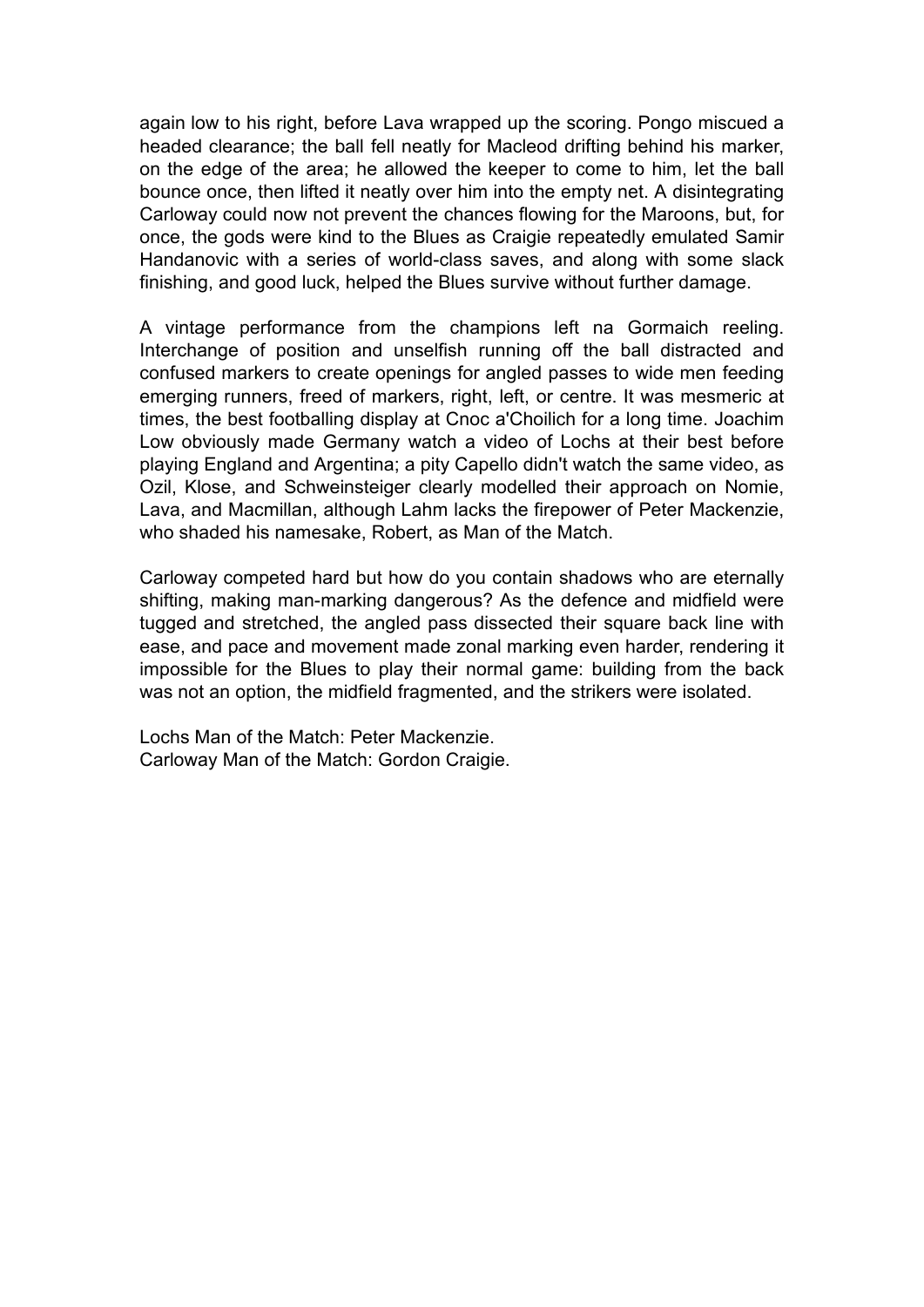again low to his right, before Lava wrapped up the scoring. Pongo miscued a headed clearance; the ball fell neatly for Macleod drifting behind his marker, on the edge of the area; he allowed the keeper to come to him, let the ball bounce once, then lifted it neatly over him into the empty net. A disintegrating Carloway could now not prevent the chances flowing for the Maroons, but, for once, the gods were kind to the Blues as Craigie repeatedly emulated Samir Handanovic with a series of world-class saves, and along with some slack finishing, and good luck, helped the Blues survive without further damage.

A vintage performance from the champions left na Gormaich reeling. Interchange of position and unselfish running off the ball distracted and confused markers to create openings for angled passes to wide men feeding emerging runners, freed of markers, right, left, or centre. It was mesmeric at times, the best footballing display at Cnoc a'Choilich for a long time. Joachim Low obviously made Germany watch a video of Lochs at their best before playing England and Argentina; a pity Capello didn't watch the same video, as Ozil, Klose, and Schweinsteiger clearly modelled their approach on Nomie, Lava, and Macmillan, although Lahm lacks the firepower of Peter Mackenzie, who shaded his namesake, Robert, as Man of the Match.

Carloway competed hard but how do you contain shadows who are eternally shifting, making man-marking dangerous? As the defence and midfield were tugged and stretched, the angled pass dissected their square back line with ease, and pace and movement made zonal marking even harder, rendering it impossible for the Blues to play their normal game: building from the back was not an option, the midfield fragmented, and the strikers were isolated.

Lochs Man of the Match: Peter Mackenzie.
Carloway Man of the Match: Gordon Craigie.